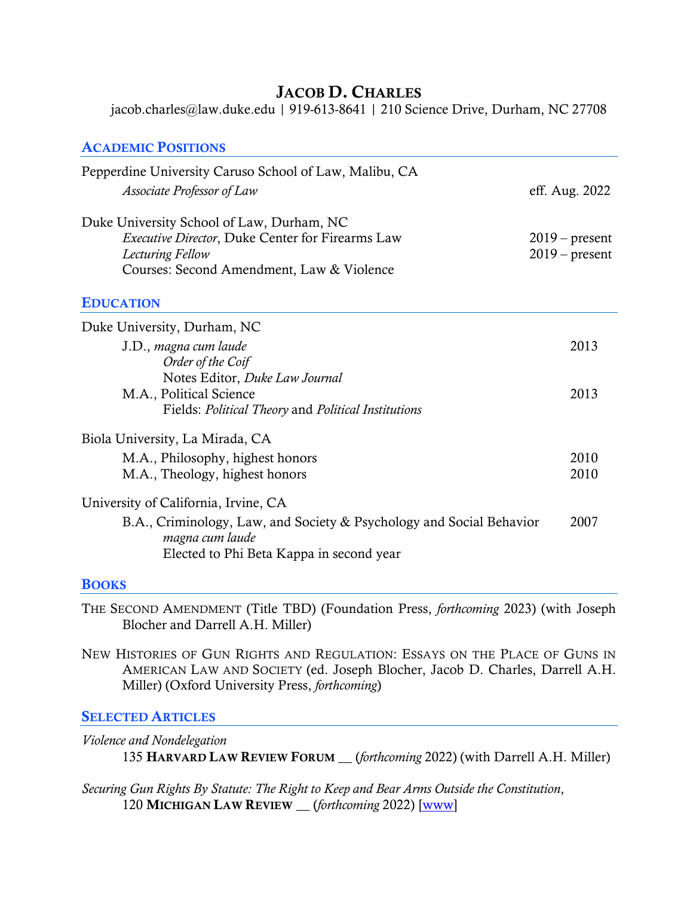# Jacob D. Charles

jacob.charles@law.duke.edu | 919-613-8641 | 210 Science Drive, Durham, NC 27708

## Academic Positions

Pepperdine University Caruso School of Law, Malibu, CA

*Associate Professor of Law* — eff. Aug. 2022

Duke University School of Law, Durham, NC

*Executive Director*, Duke Center for Firearms Law — 2019 – present

*Lecturing Fellow* — 2019 – present

Courses: Second Amendment, Law & Violence

## Education

Duke University, Durham, NC

J.D., *magna cum laude* — 2013
- *Order of the Coif*
- Notes Editor, *Duke Law Journal*

M.A., Political Science — 2013
- Fields: *Political Theory* and *Political Institutions*

Biola University, La Mirada, CA

M.A., Philosophy, highest honors — 2010

M.A., Theology, highest honors — 2010

University of California, Irvine, CA

B.A., Criminology, Law, and Society & Psychology and Social Behavior — 2007
- *magna cum laude*
- Elected to Phi Beta Kappa in second year

## Books

The Second Amendment (Title TBD) (Foundation Press, *forthcoming* 2023) (with Joseph Blocher and Darrell A.H. Miller)

New Histories of Gun Rights and Regulation: Essays on the Place of Guns in American Law and Society (ed. Joseph Blocher, Jacob D. Charles, Darrell A.H. Miller) (Oxford University Press, *forthcoming*)

## Selected Articles

*Violence and Nondelegation*
135 **Harvard Law Review Forum** __ (*forthcoming* 2022) (with Darrell A.H. Miller)

*Securing Gun Rights By Statute: The Right to Keep and Bear Arms Outside the Constitution*,
120 **Michigan Law Review** __ (*forthcoming* 2022) [www]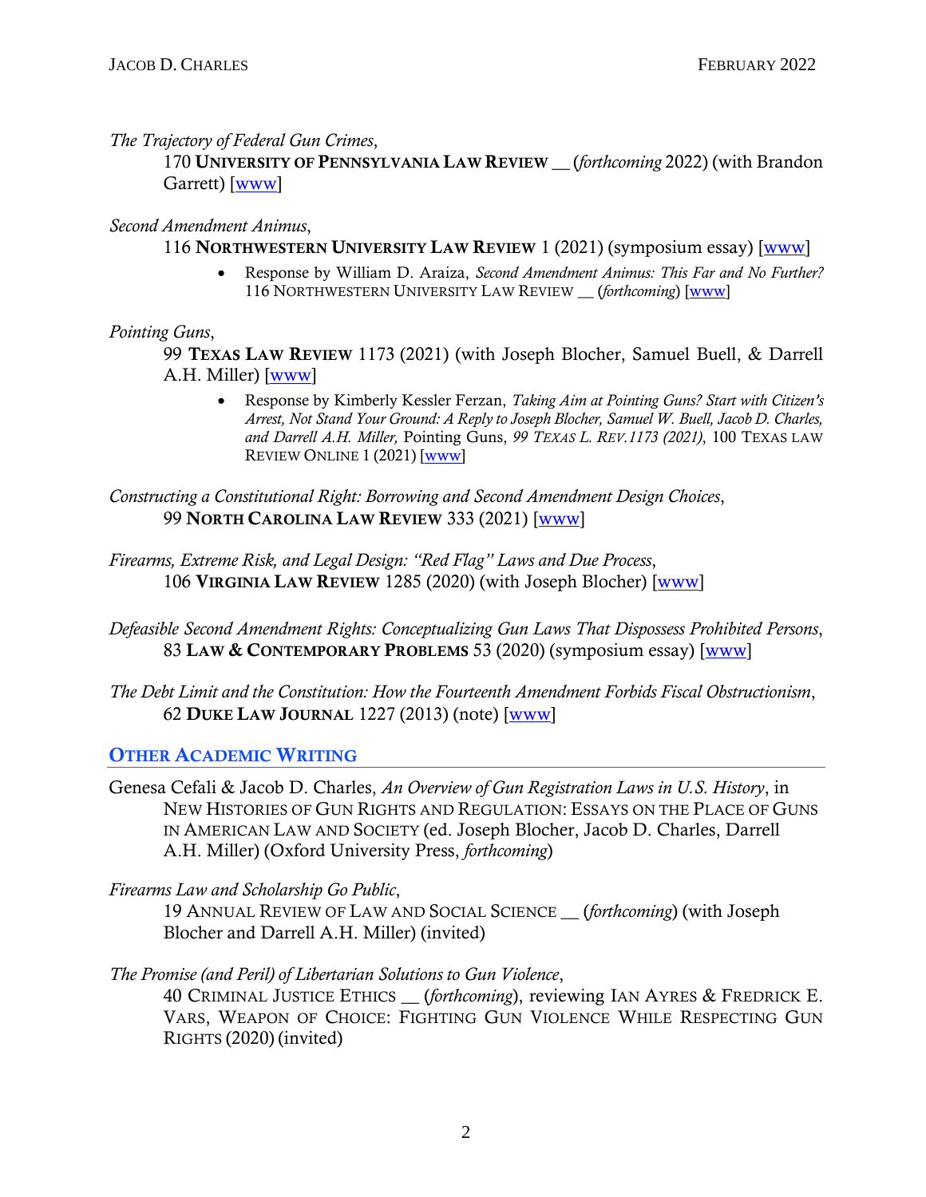*The Trajectory of Federal Gun Crimes*,
170 **UNIVERSITY OF PENNSYLVANIA LAW REVIEW** __ (*forthcoming* 2022) (with Brandon Garrett) [www]

*Second Amendment Animus*,
116 **NORTHWESTERN UNIVERSITY LAW REVIEW** 1 (2021) (symposium essay) [www]

- Response by William D. Araiza, *Second Amendment Animus: This Far and No Further?* 116 NORTHWESTERN UNIVERSITY LAW REVIEW __ (*forthcoming*) [www]

*Pointing Guns*,
99 **TEXAS LAW REVIEW** 1173 (2021) (with Joseph Blocher, Samuel Buell, & Darrell A.H. Miller) [www]

- Response by Kimberly Kessler Ferzan, *Taking Aim at Pointing Guns? Start with Citizen's Arrest, Not Stand Your Ground: A Reply to Joseph Blocher, Samuel W. Buell, Jacob D. Charles, and Darrell A.H. Miller,* Pointing Guns, *99 TEXAS L. REV.1173 (2021)*, 100 TEXAS LAW REVIEW ONLINE 1 (2021) [www]

*Constructing a Constitutional Right: Borrowing and Second Amendment Design Choices*,
99 **NORTH CAROLINA LAW REVIEW** 333 (2021) [www]

*Firearms, Extreme Risk, and Legal Design: "Red Flag" Laws and Due Process*,
106 **VIRGINIA LAW REVIEW** 1285 (2020) (with Joseph Blocher) [www]

*Defeasible Second Amendment Rights: Conceptualizing Gun Laws That Dispossess Prohibited Persons*,
83 **LAW & CONTEMPORARY PROBLEMS** 53 (2020) (symposium essay) [www]

*The Debt Limit and the Constitution: How the Fourteenth Amendment Forbids Fiscal Obstructionism*,
62 **DUKE LAW JOURNAL** 1227 (2013) (note) [www]

## OTHER ACADEMIC WRITING

Genesa Cefali & Jacob D. Charles, *An Overview of Gun Registration Laws in U.S. History*, in NEW HISTORIES OF GUN RIGHTS AND REGULATION: ESSAYS ON THE PLACE OF GUNS IN AMERICAN LAW AND SOCIETY (ed. Joseph Blocher, Jacob D. Charles, Darrell A.H. Miller) (Oxford University Press, *forthcoming*)

*Firearms Law and Scholarship Go Public*,
19 ANNUAL REVIEW OF LAW AND SOCIAL SCIENCE __ (*forthcoming*) (with Joseph Blocher and Darrell A.H. Miller) (invited)

*The Promise (and Peril) of Libertarian Solutions to Gun Violence*,
40 CRIMINAL JUSTICE ETHICS __ (*forthcoming*), reviewing IAN AYRES & FREDRICK E. VARS, WEAPON OF CHOICE: FIGHTING GUN VIOLENCE WHILE RESPECTING GUN RIGHTS (2020) (invited)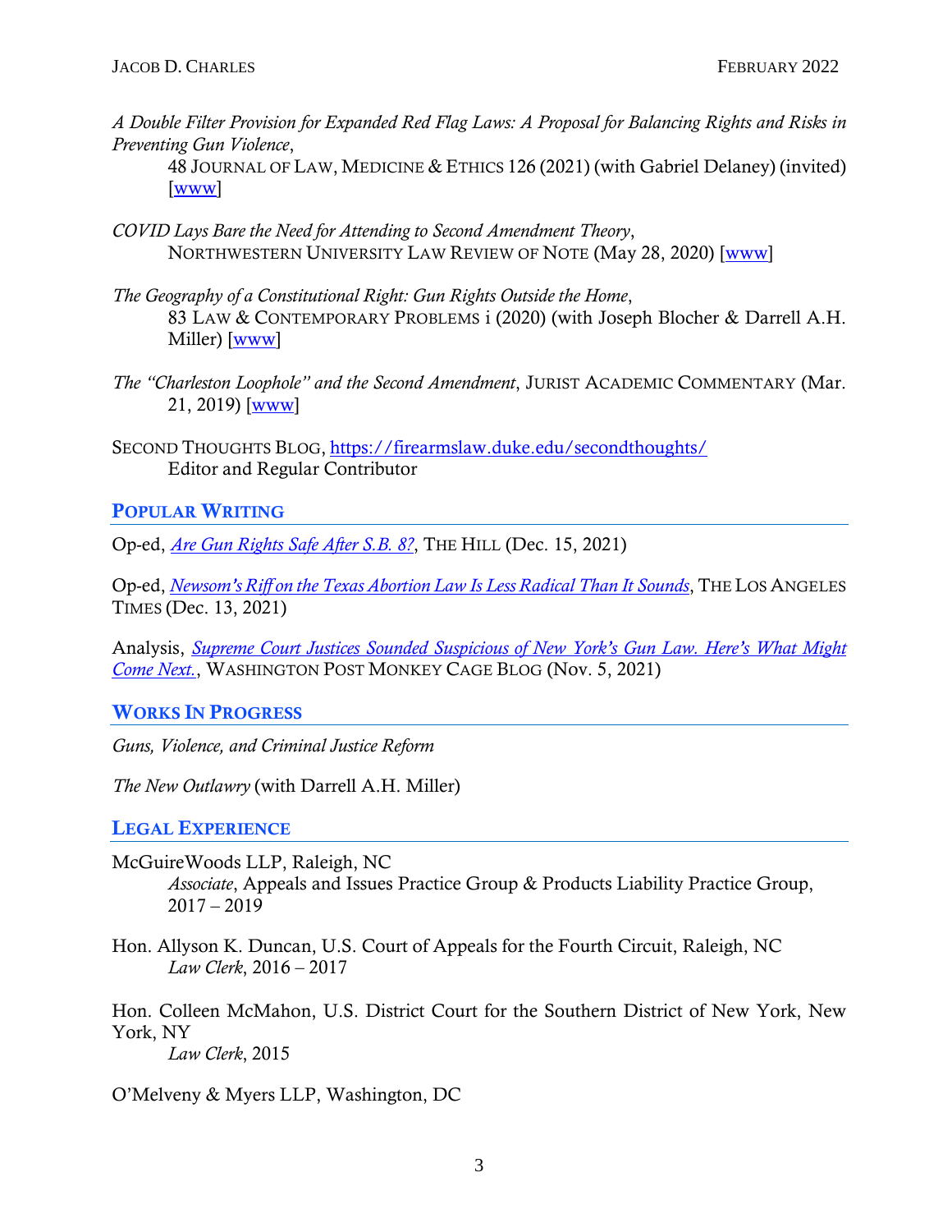*A Double Filter Provision for Expanded Red Flag Laws: A Proposal for Balancing Rights and Risks in Preventing Gun Violence*,
48 JOURNAL OF LAW, MEDICINE & ETHICS 126 (2021) (with Gabriel Delaney) (invited) [www]

*COVID Lays Bare the Need for Attending to Second Amendment Theory*,
NORTHWESTERN UNIVERSITY LAW REVIEW OF NOTE (May 28, 2020) [www]

*The Geography of a Constitutional Right: Gun Rights Outside the Home*,
83 LAW & CONTEMPORARY PROBLEMS i (2020) (with Joseph Blocher & Darrell A.H. Miller) [www]

*The "Charleston Loophole" and the Second Amendment*, JURIST ACADEMIC COMMENTARY (Mar. 21, 2019) [www]

SECOND THOUGHTS BLOG, https://firearmslaw.duke.edu/secondthoughts/
Editor and Regular Contributor

## POPULAR WRITING

Op-ed, *Are Gun Rights Safe After S.B. 8?*, THE HILL (Dec. 15, 2021)

Op-ed, *Newsom's Riff on the Texas Abortion Law Is Less Radical Than It Sounds*, THE LOS ANGELES TIMES (Dec. 13, 2021)

Analysis, *Supreme Court Justices Sounded Suspicious of New York's Gun Law. Here's What Might Come Next.*, WASHINGTON POST MONKEY CAGE BLOG (Nov. 5, 2021)

## WORKS IN PROGRESS

*Guns, Violence, and Criminal Justice Reform*

*The New Outlawry* (with Darrell A.H. Miller)

## LEGAL EXPERIENCE

McGuireWoods LLP, Raleigh, NC
*Associate*, Appeals and Issues Practice Group & Products Liability Practice Group, 2017 – 2019

Hon. Allyson K. Duncan, U.S. Court of Appeals for the Fourth Circuit, Raleigh, NC
*Law Clerk*, 2016 – 2017

Hon. Colleen McMahon, U.S. District Court for the Southern District of New York, New York, NY
*Law Clerk*, 2015

O'Melveny & Myers LLP, Washington, DC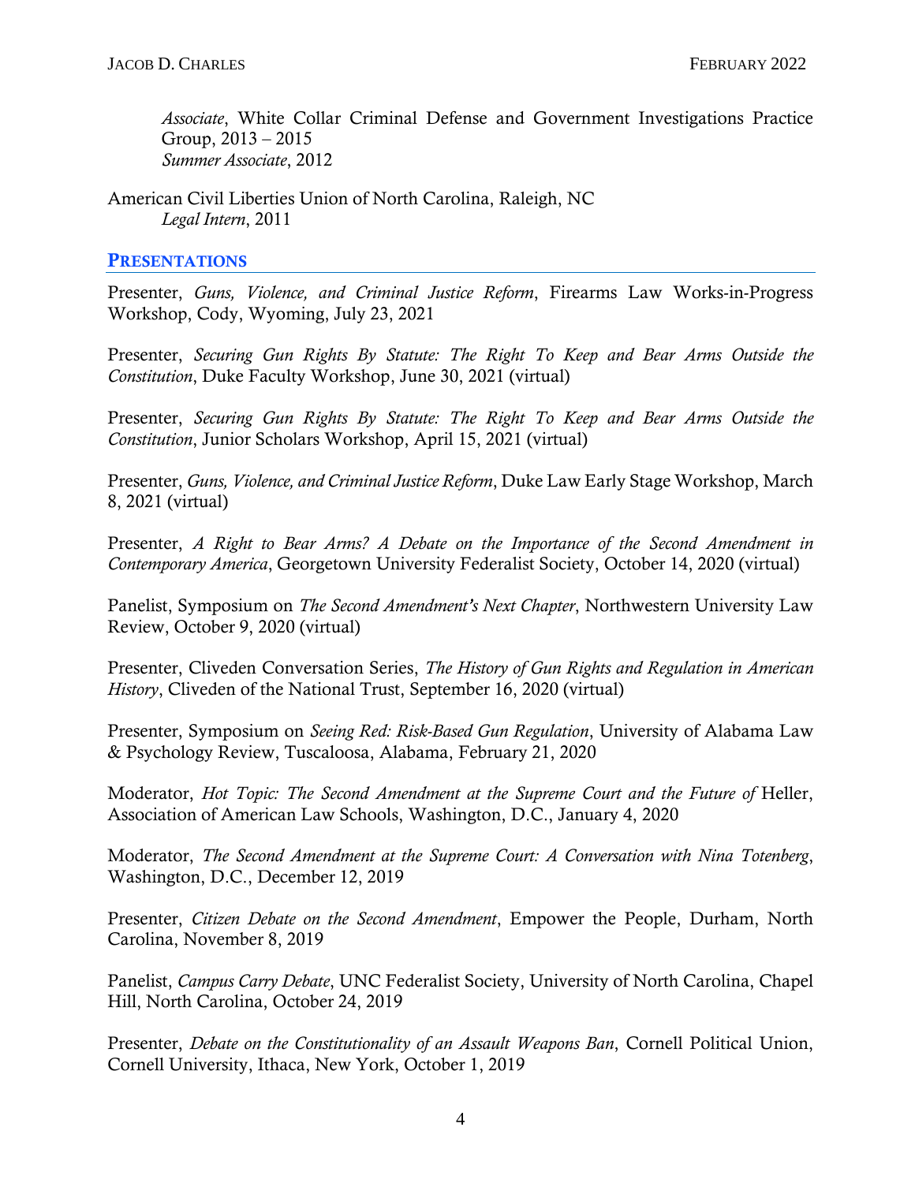*Associate*, White Collar Criminal Defense and Government Investigations Practice Group, 2013 – 2015
*Summer Associate*, 2012

American Civil Liberties Union of North Carolina, Raleigh, NC
*Legal Intern*, 2011

## PRESENTATIONS

Presenter, *Guns, Violence, and Criminal Justice Reform*, Firearms Law Works-in-Progress Workshop, Cody, Wyoming, July 23, 2021

Presenter, *Securing Gun Rights By Statute: The Right To Keep and Bear Arms Outside the Constitution*, Duke Faculty Workshop, June 30, 2021 (virtual)

Presenter, *Securing Gun Rights By Statute: The Right To Keep and Bear Arms Outside the Constitution*, Junior Scholars Workshop, April 15, 2021 (virtual)

Presenter, *Guns, Violence, and Criminal Justice Reform*, Duke Law Early Stage Workshop, March 8, 2021 (virtual)

Presenter, *A Right to Bear Arms? A Debate on the Importance of the Second Amendment in Contemporary America*, Georgetown University Federalist Society, October 14, 2020 (virtual)

Panelist, Symposium on *The Second Amendment's Next Chapter*, Northwestern University Law Review, October 9, 2020 (virtual)

Presenter, Cliveden Conversation Series, *The History of Gun Rights and Regulation in American History*, Cliveden of the National Trust, September 16, 2020 (virtual)

Presenter, Symposium on *Seeing Red: Risk-Based Gun Regulation*, University of Alabama Law & Psychology Review, Tuscaloosa, Alabama, February 21, 2020

Moderator, *Hot Topic: The Second Amendment at the Supreme Court and the Future of* Heller, Association of American Law Schools, Washington, D.C., January 4, 2020

Moderator, *The Second Amendment at the Supreme Court: A Conversation with Nina Totenberg*, Washington, D.C., December 12, 2019

Presenter, *Citizen Debate on the Second Amendment*, Empower the People, Durham, North Carolina, November 8, 2019

Panelist, *Campus Carry Debate*, UNC Federalist Society, University of North Carolina, Chapel Hill, North Carolina, October 24, 2019

Presenter, *Debate on the Constitutionality of an Assault Weapons Ban*, Cornell Political Union, Cornell University, Ithaca, New York, October 1, 2019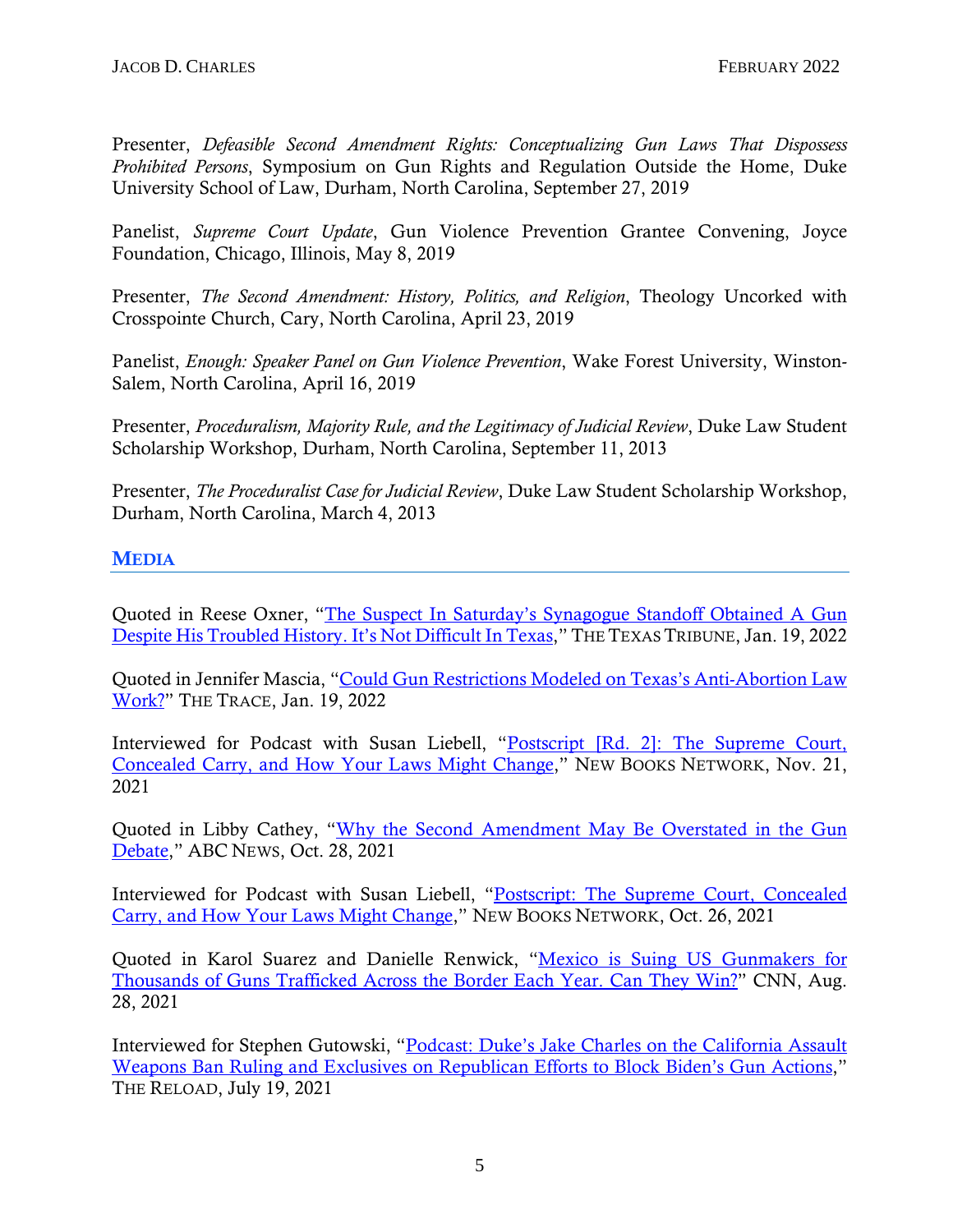Presenter, *Defeasible Second Amendment Rights: Conceptualizing Gun Laws That Dispossess Prohibited Persons*, Symposium on Gun Rights and Regulation Outside the Home, Duke University School of Law, Durham, North Carolina, September 27, 2019

Panelist, *Supreme Court Update*, Gun Violence Prevention Grantee Convening, Joyce Foundation, Chicago, Illinois, May 8, 2019

Presenter, *The Second Amendment: History, Politics, and Religion*, Theology Uncorked with Crosspointe Church, Cary, North Carolina, April 23, 2019

Panelist, *Enough: Speaker Panel on Gun Violence Prevention*, Wake Forest University, Winston-Salem, North Carolina, April 16, 2019

Presenter, *Proceduralism, Majority Rule, and the Legitimacy of Judicial Review*, Duke Law Student Scholarship Workshop, Durham, North Carolina, September 11, 2013

Presenter, *The Proceduralist Case for Judicial Review*, Duke Law Student Scholarship Workshop, Durham, North Carolina, March 4, 2013

## MEDIA

Quoted in Reese Oxner, "The Suspect In Saturday's Synagogue Standoff Obtained A Gun Despite His Troubled History. It's Not Difficult In Texas," THE TEXAS TRIBUNE, Jan. 19, 2022

Quoted in Jennifer Mascia, "Could Gun Restrictions Modeled on Texas's Anti-Abortion Law Work?" THE TRACE, Jan. 19, 2022

Interviewed for Podcast with Susan Liebell, "Postscript [Rd. 2]: The Supreme Court, Concealed Carry, and How Your Laws Might Change," NEW BOOKS NETWORK, Nov. 21, 2021

Quoted in Libby Cathey, "Why the Second Amendment May Be Overstated in the Gun Debate," ABC NEWS, Oct. 28, 2021

Interviewed for Podcast with Susan Liebell, "Postscript: The Supreme Court, Concealed Carry, and How Your Laws Might Change," NEW BOOKS NETWORK, Oct. 26, 2021

Quoted in Karol Suarez and Danielle Renwick, "Mexico is Suing US Gunmakers for Thousands of Guns Trafficked Across the Border Each Year. Can They Win?" CNN, Aug. 28, 2021

Interviewed for Stephen Gutowski, "Podcast: Duke's Jake Charles on the California Assault Weapons Ban Ruling and Exclusives on Republican Efforts to Block Biden's Gun Actions," THE RELOAD, July 19, 2021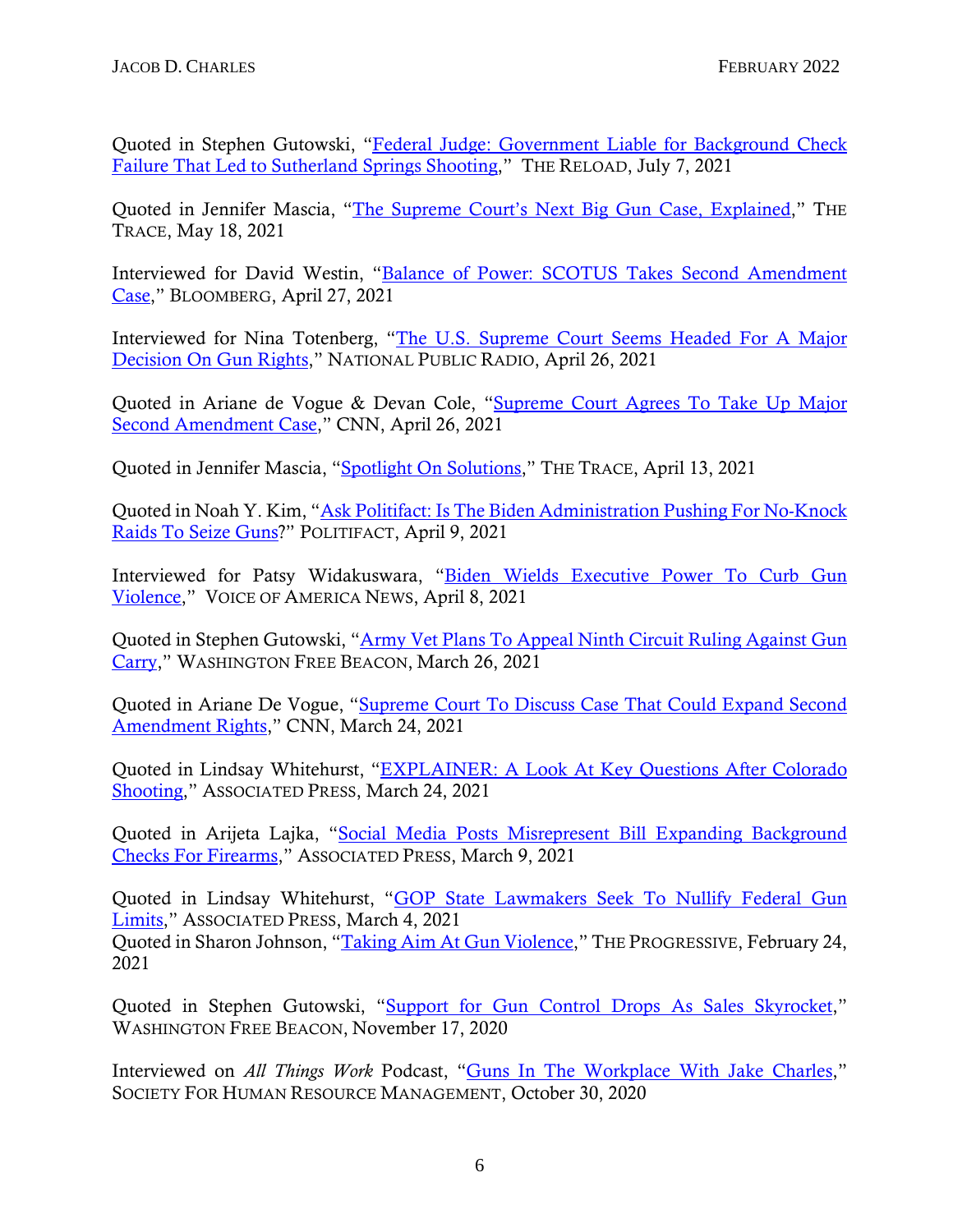Quoted in Stephen Gutowski, "Federal Judge: Government Liable for Background Check Failure That Led to Sutherland Springs Shooting," THE RELOAD, July 7, 2021

Quoted in Jennifer Mascia, "The Supreme Court's Next Big Gun Case, Explained," THE TRACE, May 18, 2021

Interviewed for David Westin, "Balance of Power: SCOTUS Takes Second Amendment Case," BLOOMBERG, April 27, 2021

Interviewed for Nina Totenberg, "The U.S. Supreme Court Seems Headed For A Major Decision On Gun Rights," NATIONAL PUBLIC RADIO, April 26, 2021

Quoted in Ariane de Vogue & Devan Cole, "Supreme Court Agrees To Take Up Major Second Amendment Case," CNN, April 26, 2021

Quoted in Jennifer Mascia, "Spotlight On Solutions," THE TRACE, April 13, 2021

Quoted in Noah Y. Kim, "Ask Politifact: Is The Biden Administration Pushing For No-Knock Raids To Seize Guns?" POLITIFACT, April 9, 2021

Interviewed for Patsy Widakuswara, "Biden Wields Executive Power To Curb Gun Violence," VOICE OF AMERICA NEWS, April 8, 2021

Quoted in Stephen Gutowski, "Army Vet Plans To Appeal Ninth Circuit Ruling Against Gun Carry," WASHINGTON FREE BEACON, March 26, 2021

Quoted in Ariane De Vogue, "Supreme Court To Discuss Case That Could Expand Second Amendment Rights," CNN, March 24, 2021

Quoted in Lindsay Whitehurst, "EXPLAINER: A Look At Key Questions After Colorado Shooting," ASSOCIATED PRESS, March 24, 2021

Quoted in Arijeta Lajka, "Social Media Posts Misrepresent Bill Expanding Background Checks For Firearms," ASSOCIATED PRESS, March 9, 2021

Quoted in Lindsay Whitehurst, "GOP State Lawmakers Seek To Nullify Federal Gun Limits," ASSOCIATED PRESS, March 4, 2021

Quoted in Sharon Johnson, "Taking Aim At Gun Violence," THE PROGRESSIVE, February 24, 2021

Quoted in Stephen Gutowski, "Support for Gun Control Drops As Sales Skyrocket," WASHINGTON FREE BEACON, November 17, 2020

Interviewed on *All Things Work* Podcast, "Guns In The Workplace With Jake Charles," SOCIETY FOR HUMAN RESOURCE MANAGEMENT, October 30, 2020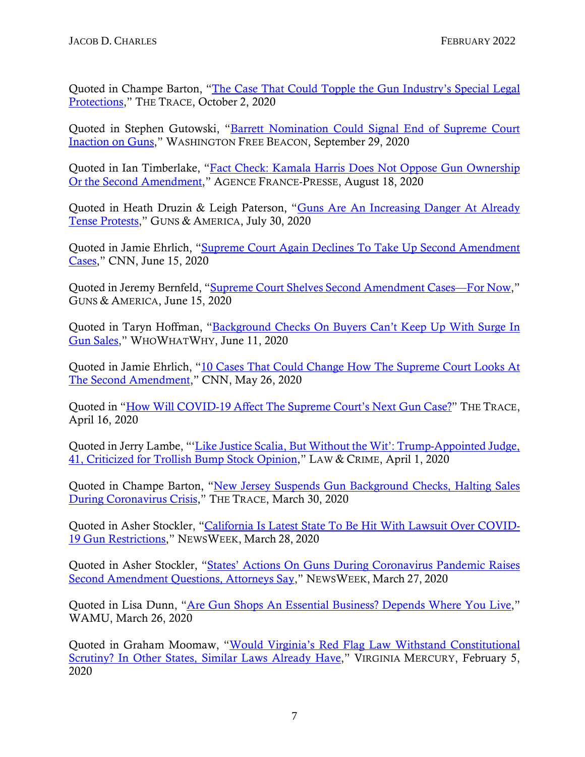Quoted in Champe Barton, "The Case That Could Topple the Gun Industry's Special Legal Protections," THE TRACE, October 2, 2020

Quoted in Stephen Gutowski, "Barrett Nomination Could Signal End of Supreme Court Inaction on Guns," WASHINGTON FREE BEACON, September 29, 2020

Quoted in Ian Timberlake, "Fact Check: Kamala Harris Does Not Oppose Gun Ownership Or the Second Amendment," AGENCE FRANCE-PRESSE, August 18, 2020

Quoted in Heath Druzin & Leigh Paterson, "Guns Are An Increasing Danger At Already Tense Protests," GUNS & AMERICA, July 30, 2020

Quoted in Jamie Ehrlich, "Supreme Court Again Declines To Take Up Second Amendment Cases," CNN, June 15, 2020

Quoted in Jeremy Bernfeld, "Supreme Court Shelves Second Amendment Cases—For Now," GUNS & AMERICA, June 15, 2020

Quoted in Taryn Hoffman, "Background Checks On Buyers Can't Keep Up With Surge In Gun Sales," WHOWHATWHY, June 11, 2020

Quoted in Jamie Ehrlich, "10 Cases That Could Change How The Supreme Court Looks At The Second Amendment," CNN, May 26, 2020

Quoted in "How Will COVID-19 Affect The Supreme Court's Next Gun Case?" THE TRACE, April 16, 2020

Quoted in Jerry Lambe, "'Like Justice Scalia, But Without the Wit': Trump-Appointed Judge, 41, Criticized for Trollish Bump Stock Opinion," LAW & CRIME, April 1, 2020

Quoted in Champe Barton, "New Jersey Suspends Gun Background Checks, Halting Sales During Coronavirus Crisis," THE TRACE, March 30, 2020

Quoted in Asher Stockler, "California Is Latest State To Be Hit With Lawsuit Over COVID-19 Gun Restrictions," NEWSWEEK, March 28, 2020

Quoted in Asher Stockler, "States' Actions On Guns During Coronavirus Pandemic Raises Second Amendment Questions, Attorneys Say," NEWSWEEK, March 27, 2020

Quoted in Lisa Dunn, "Are Gun Shops An Essential Business? Depends Where You Live," WAMU, March 26, 2020

Quoted in Graham Moomaw, "Would Virginia's Red Flag Law Withstand Constitutional Scrutiny? In Other States, Similar Laws Already Have," VIRGINIA MERCURY, February 5, 2020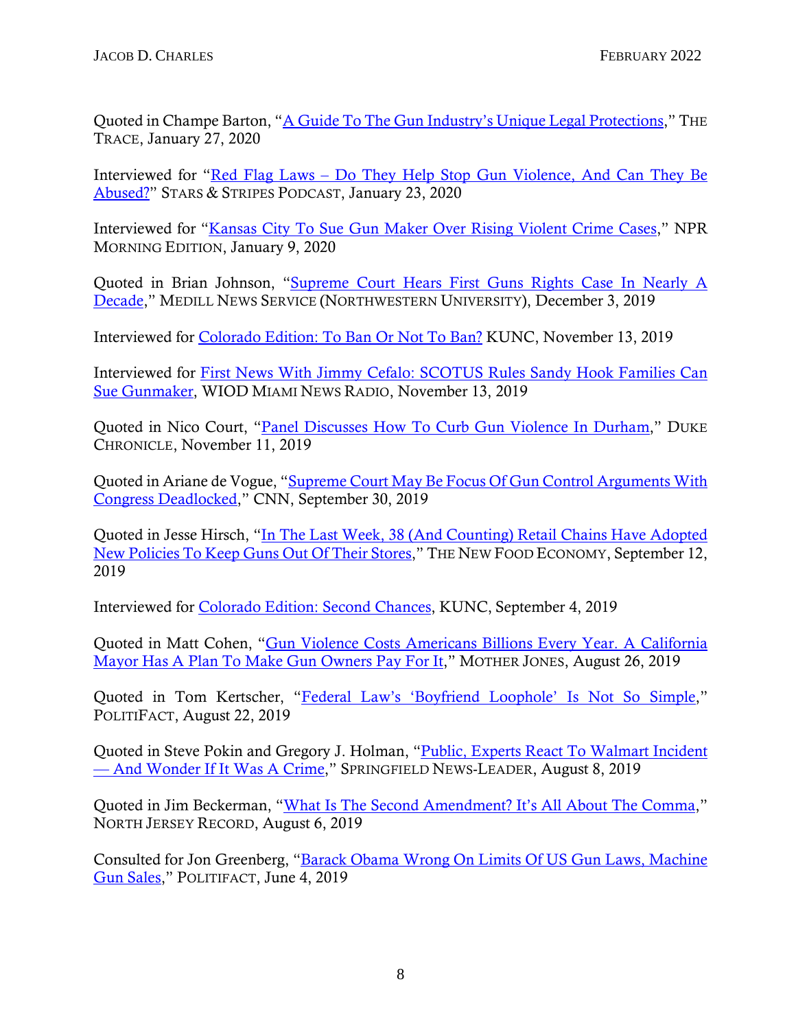Quoted in Champe Barton, "A Guide To The Gun Industry's Unique Legal Protections," THE TRACE, January 27, 2020

Interviewed for "Red Flag Laws – Do They Help Stop Gun Violence, And Can They Be Abused?" STARS & STRIPES PODCAST, January 23, 2020

Interviewed for "Kansas City To Sue Gun Maker Over Rising Violent Crime Cases," NPR MORNING EDITION, January 9, 2020

Quoted in Brian Johnson, "Supreme Court Hears First Guns Rights Case In Nearly A Decade," MEDILL NEWS SERVICE (NORTHWESTERN UNIVERSITY), December 3, 2019

Interviewed for Colorado Edition: To Ban Or Not To Ban? KUNC, November 13, 2019

Interviewed for First News With Jimmy Cefalo: SCOTUS Rules Sandy Hook Families Can Sue Gunmaker, WIOD MIAMI NEWS RADIO, November 13, 2019

Quoted in Nico Court, "Panel Discusses How To Curb Gun Violence In Durham," DUKE CHRONICLE, November 11, 2019

Quoted in Ariane de Vogue, "Supreme Court May Be Focus Of Gun Control Arguments With Congress Deadlocked," CNN, September 30, 2019

Quoted in Jesse Hirsch, "In The Last Week, 38 (And Counting) Retail Chains Have Adopted New Policies To Keep Guns Out Of Their Stores," THE NEW FOOD ECONOMY, September 12, 2019

Interviewed for Colorado Edition: Second Chances, KUNC, September 4, 2019

Quoted in Matt Cohen, "Gun Violence Costs Americans Billions Every Year. A California Mayor Has A Plan To Make Gun Owners Pay For It," MOTHER JONES, August 26, 2019

Quoted in Tom Kertscher, "Federal Law's 'Boyfriend Loophole' Is Not So Simple," POLITIFACT, August 22, 2019

Quoted in Steve Pokin and Gregory J. Holman, "Public, Experts React To Walmart Incident — And Wonder If It Was A Crime," SPRINGFIELD NEWS-LEADER, August 8, 2019

Quoted in Jim Beckerman, "What Is The Second Amendment? It's All About The Comma," NORTH JERSEY RECORD, August 6, 2019

Consulted for Jon Greenberg, "Barack Obama Wrong On Limits Of US Gun Laws, Machine Gun Sales," POLITIFACT, June 4, 2019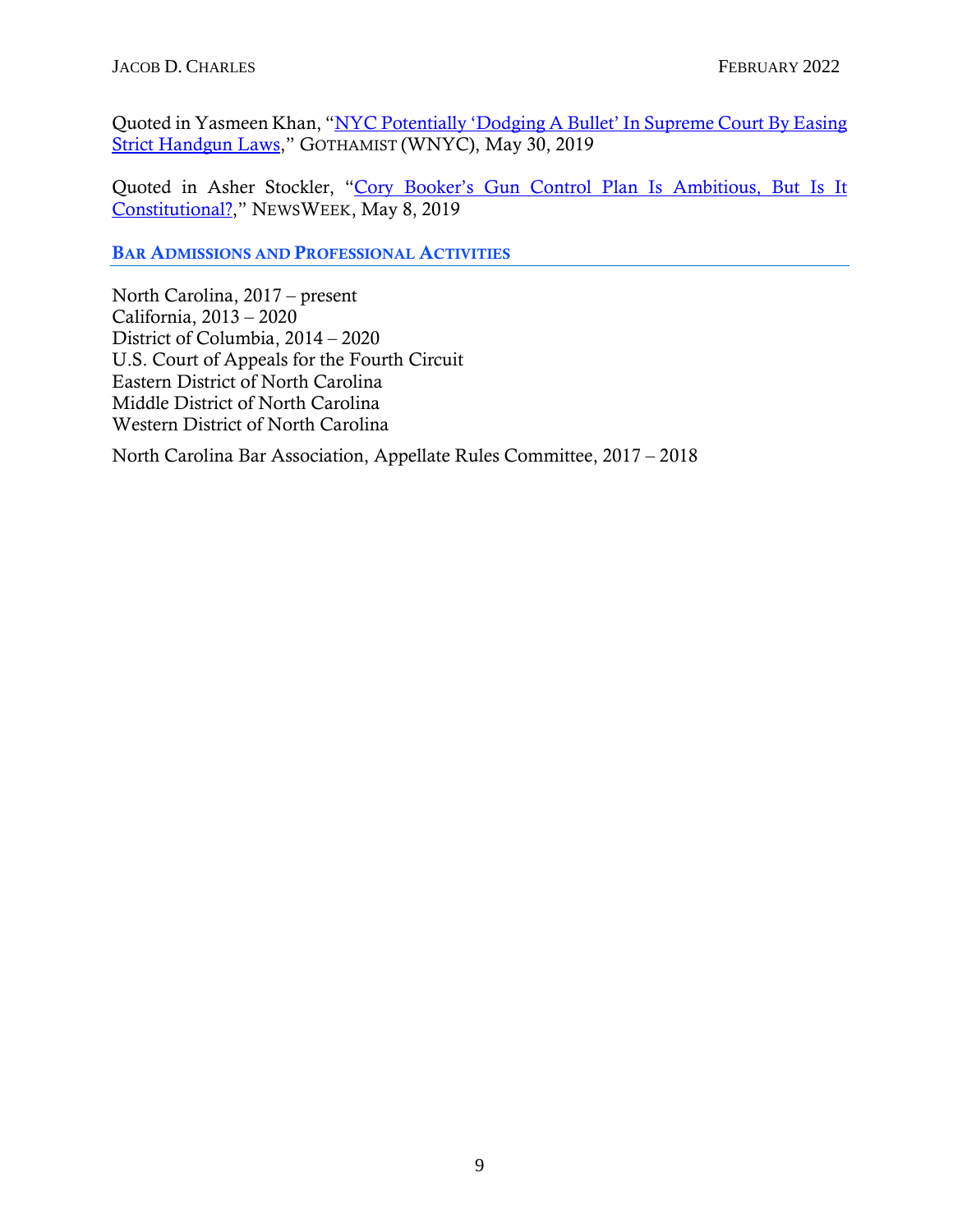Quoted in Yasmeen Khan, "[NYC Potentially 'Dodging A Bullet' In Supreme Court By Easing Strict Handgun Laws](#)," GOTHAMIST (WNYC), May 30, 2019

Quoted in Asher Stockler, "[Cory Booker's Gun Control Plan Is Ambitious, But Is It Constitutional?](#)," NEWSWEEK, May 8, 2019

## BAR ADMISSIONS AND PROFESSIONAL ACTIVITIES

North Carolina, 2017 – present
California, 2013 – 2020
District of Columbia, 2014 – 2020
U.S. Court of Appeals for the Fourth Circuit
Eastern District of North Carolina
Middle District of North Carolina
Western District of North Carolina

North Carolina Bar Association, Appellate Rules Committee, 2017 – 2018